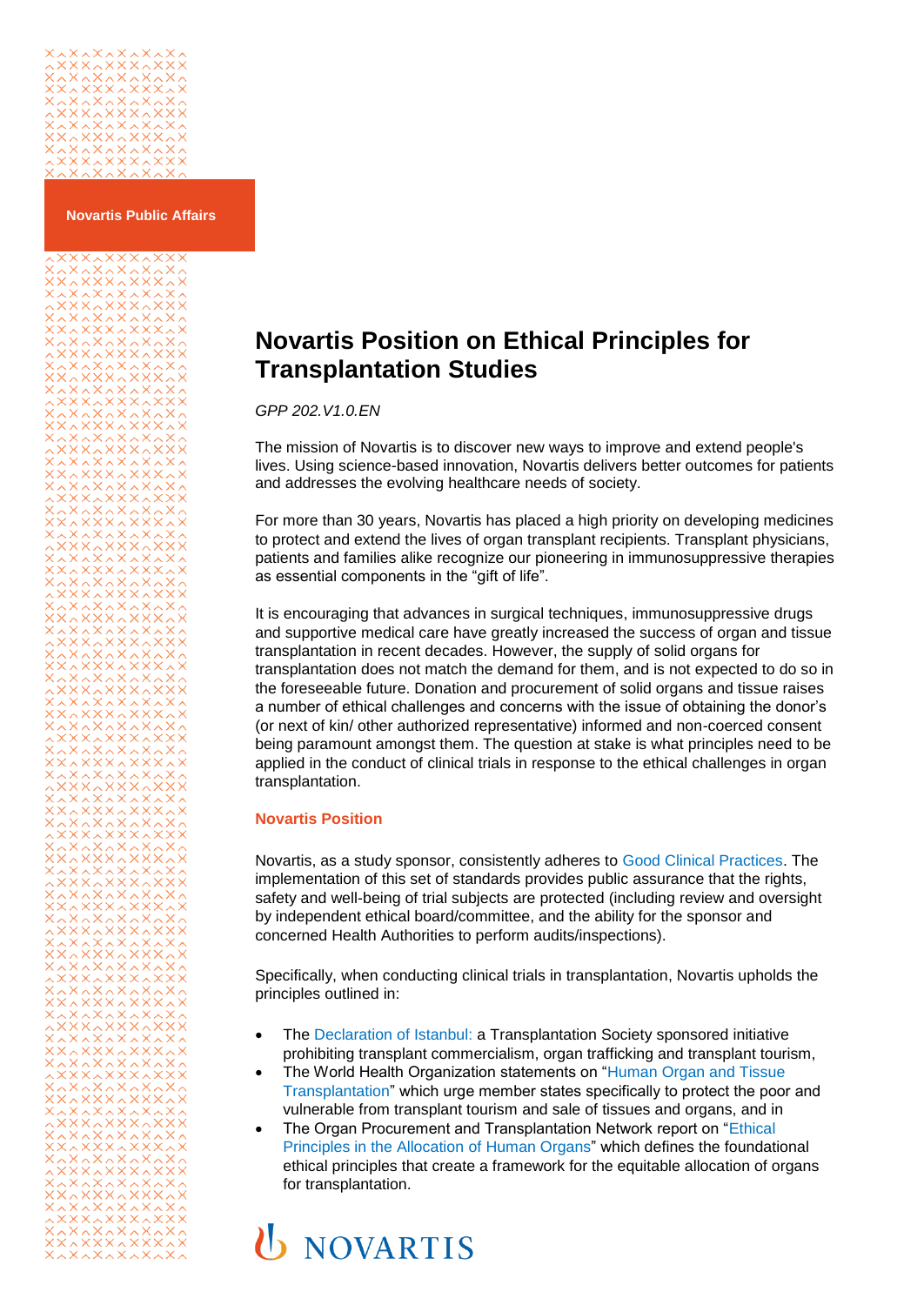Novartis Public Affairs

# Novartis Position on Ethical Principles for Transplantation Studies

*GPP 202.V1.0.EN*

The mission of Novartis is to discover new ways to improve and extend people's lives. Using science-based innovation, Novartis delivers better outcomes for patients and addresses the evolving healthcare needs of society.

For more than 30 years, Novartis has placed a high priority on developing medicines to protect and extend the lives of organ transplant recipients. Transplant physicians, patients and families alike recognize our pioneering in immunosuppressive therapies as essential components in the "gift of life".

It is encouraging that advances in surgical techniques, immunosuppressive drugs and supportive medical care have greatly increased the success of organ and tissue transplantation in recent decades. However, the supply of solid organs for transplantation does not match the demand for them, and is not expected to do so in the foreseeable future. Donation and procurement of solid organs and tissue raises a number of ethical challenges and concerns with the issue of obtaining the donor's (or next of kin/ other authorized representative) informed and non-coerced consent being paramount amongst them. The question at stake is what principles need to be applied in the conduct of clinical trials in response to the ethical challenges in organ transplantation.

## Novartis Position

Novartis, as a study sponsor, consistently adheres to Good Clinical Practices. The implementation of this set of standards provides public assurance that the rights, safety and well-being of trial subjects are protected (including review and oversight by independent ethical board/committee, and the ability for the sponsor and concerned Health Authorities to perform audits/inspections).

Specifically, when conducting clinical trials in transplantation, Novartis upholds the principles outlined in:

- The Declaration of Istanbul: a Transplantation Society sponsored initiative prohibiting transplant commercialism, organ trafficking and transplant tourism,
- The World Health Organization statements on "Human Organ and Tissue Transplantation" which urge member states specifically to protect the poor and vulnerable from transplant tourism and sale of tissues and organs, and in
- The Organ Procurement and Transplantation Network report on "Ethical Principles in the Allocation of Human Organs" which defines the foundational ethical principles that create a framework for the equitable allocation of organs for transplantation.

NOVARTIS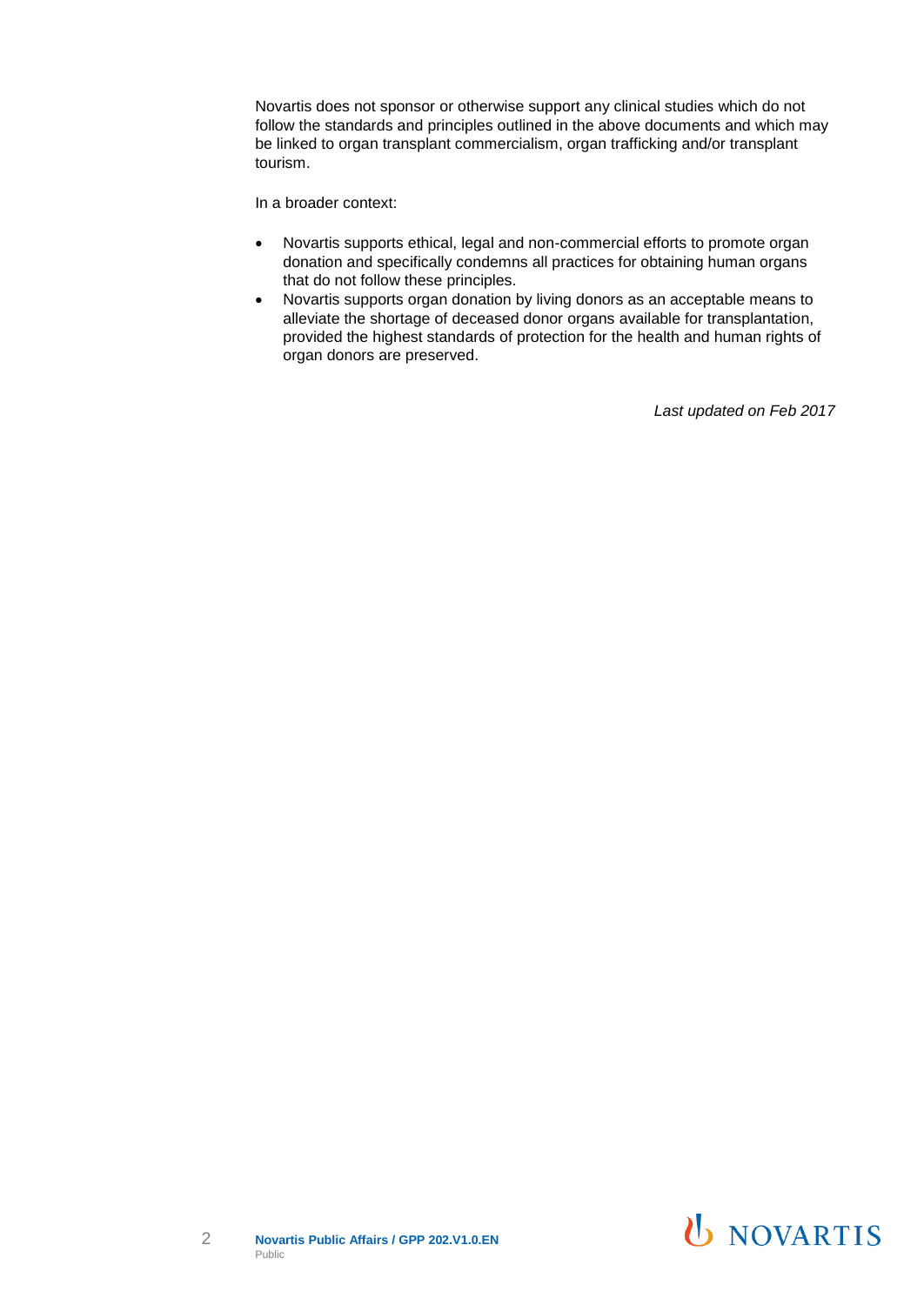Novartis does not sponsor or otherwise support any clinical studies which do not follow the standards and principles outlined in the above documents and which may be linked to organ transplant commercialism, organ trafficking and/or transplant tourism.

In a broader context:

- Novartis supports ethical, legal and non-commercial efforts to promote organ donation and specifically condemns all practices for obtaining human organs that do not follow these principles.
- Novartis supports organ donation by living donors as an acceptable means to alleviate the shortage of deceased donor organs available for transplantation, provided the highest standards of protection for the health and human rights of organ donors are preserved.

*Last updated on Feb 2017*